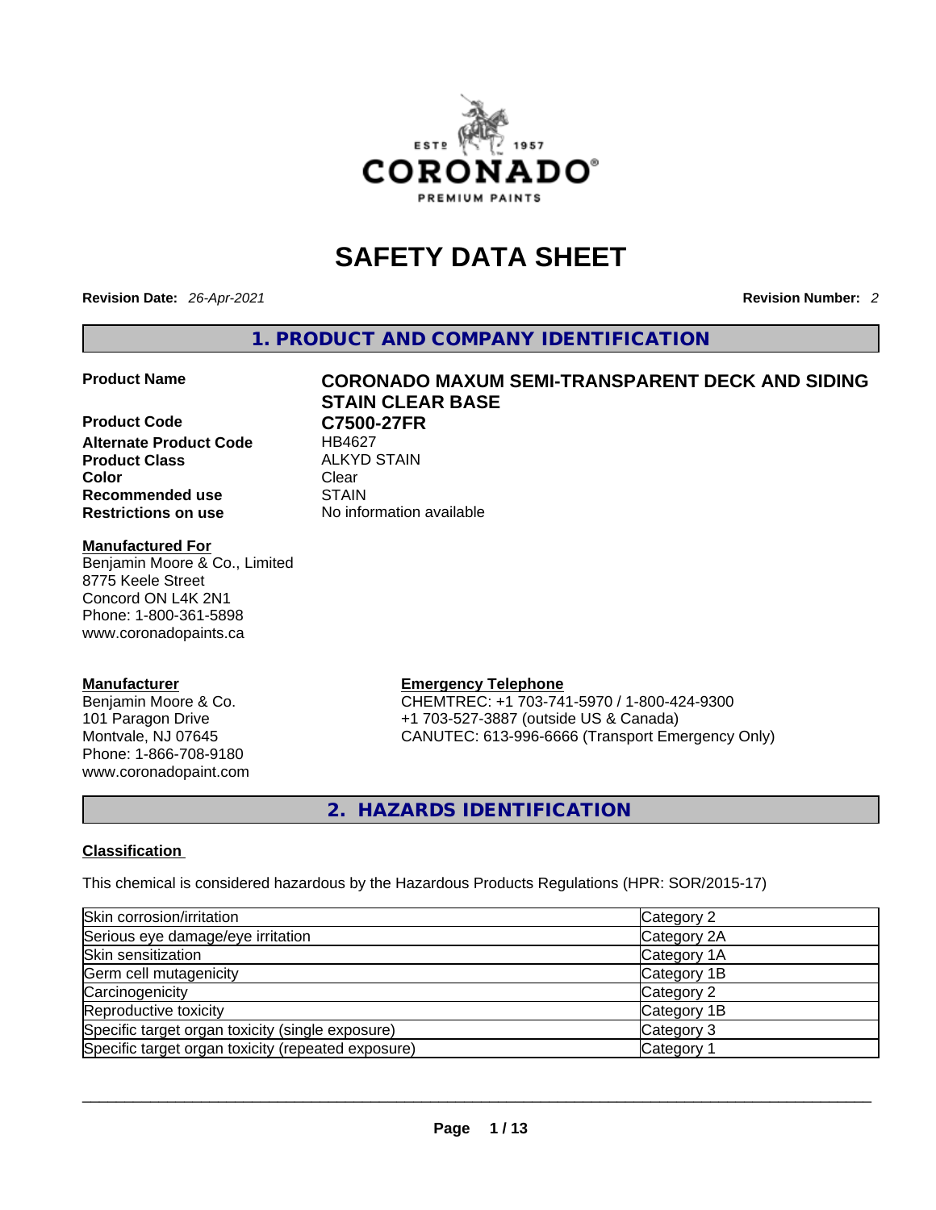# SAFETY DATA SHEET

**Revision Date:** *26-Apr-2021* **Revision Number:** *2*

## 1. PRODUCT AND COMPANY IDENTIFICATION

| | |
|---|---|
| **Product Name** | **CORONADO MAXUM SEMI-TRANSPARENT DECK AND SIDING STAIN CLEAR BASE** |
| **Product Code** | **C7500-27FR** |
| **Alternate Product Code** | HB4627 |
| **Product Class** | ALKYD STAIN |
| **Color** | Clear |
| **Recommended use** | STAIN |
| **Restrictions on use** | No information available |

**Manufactured For**
Benjamin Moore & Co., Limited
8775 Keele Street
Concord ON L4K 2N1
Phone: 1-800-361-5898
www.coronadopaints.ca

**Manufacturer**
Benjamin Moore & Co.
101 Paragon Drive
Montvale, NJ 07645
Phone: 1-866-708-9180
www.coronadopaint.com

**Emergency Telephone**
CHEMTREC: +1 703-741-5970 / 1-800-424-9300
+1 703-527-3887 (outside US & Canada)
CANUTEC: 613-996-6666 (Transport Emergency Only)

## 2. HAZARDS IDENTIFICATION

### Classification

This chemical is considered hazardous by the Hazardous Products Regulations (HPR: SOR/2015-17)

| | |
|---|---|
| Skin corrosion/irritation | Category 2 |
| Serious eye damage/eye irritation | Category 2A |
| Skin sensitization | Category 1A |
| Germ cell mutagenicity | Category 1B |
| Carcinogenicity | Category 2 |
| Reproductive toxicity | Category 1B |
| Specific target organ toxicity (single exposure) | Category 3 |
| Specific target organ toxicity (repeated exposure) | Category 1 |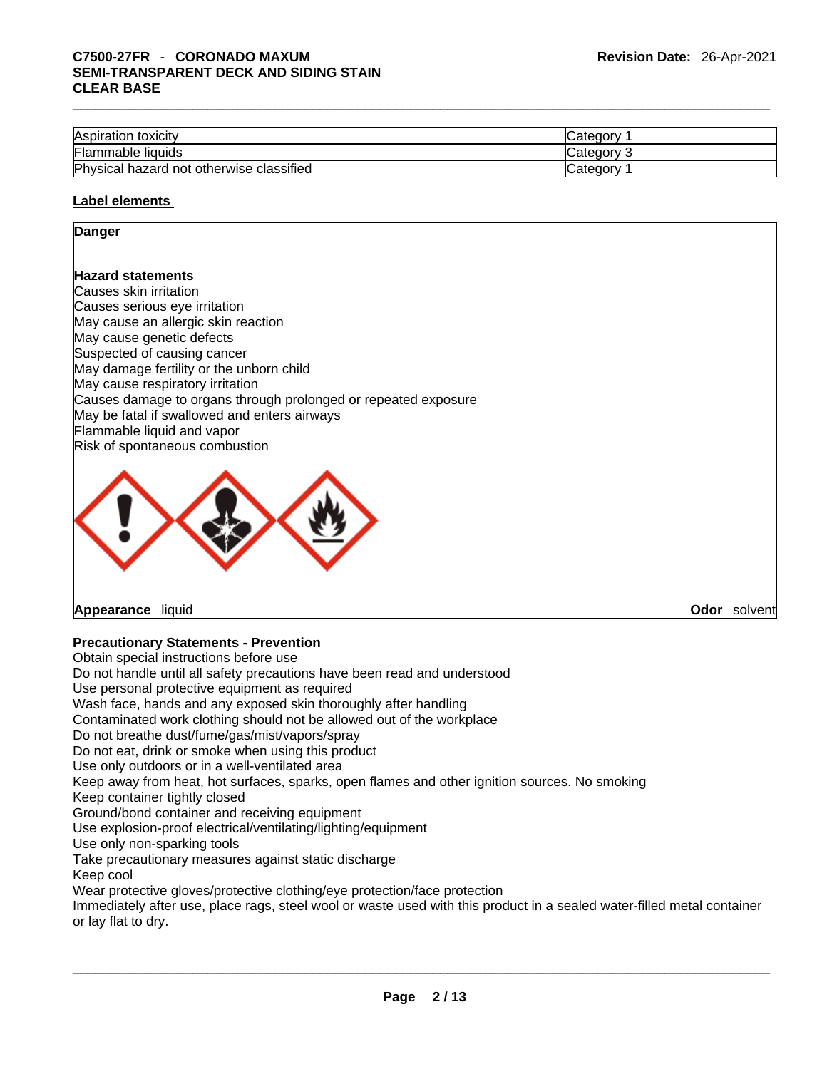| Aspiration toxicity | Category 1 |
|---|---|
| Flammable liquids | Category 3 |
| Physical hazard not otherwise classified | Category 1 |

**Label elements**

**Danger**

**Hazard statements**

Causes skin irritation
Causes serious eye irritation
May cause an allergic skin reaction
May cause genetic defects
Suspected of causing cancer
May damage fertility or the unborn child
May cause respiratory irritation
Causes damage to organs through prolonged or repeated exposure
May be fatal if swallowed and enters airways
Flammable liquid and vapor
Risk of spontaneous combustion

**Appearance** liquid **Odor** solvent

**Precautionary Statements - Prevention**

Obtain special instructions before use
Do not handle until all safety precautions have been read and understood
Use personal protective equipment as required
Wash face, hands and any exposed skin thoroughly after handling
Contaminated work clothing should not be allowed out of the workplace
Do not breathe dust/fume/gas/mist/vapors/spray
Do not eat, drink or smoke when using this product
Use only outdoors or in a well-ventilated area
Keep away from heat, hot surfaces, sparks, open flames and other ignition sources. No smoking
Keep container tightly closed
Ground/bond container and receiving equipment
Use explosion-proof electrical/ventilating/lighting/equipment
Use only non-sparking tools
Take precautionary measures against static discharge
Keep cool
Wear protective gloves/protective clothing/eye protection/face protection
Immediately after use, place rags, steel wool or waste used with this product in a sealed water-filled metal container or lay flat to dry.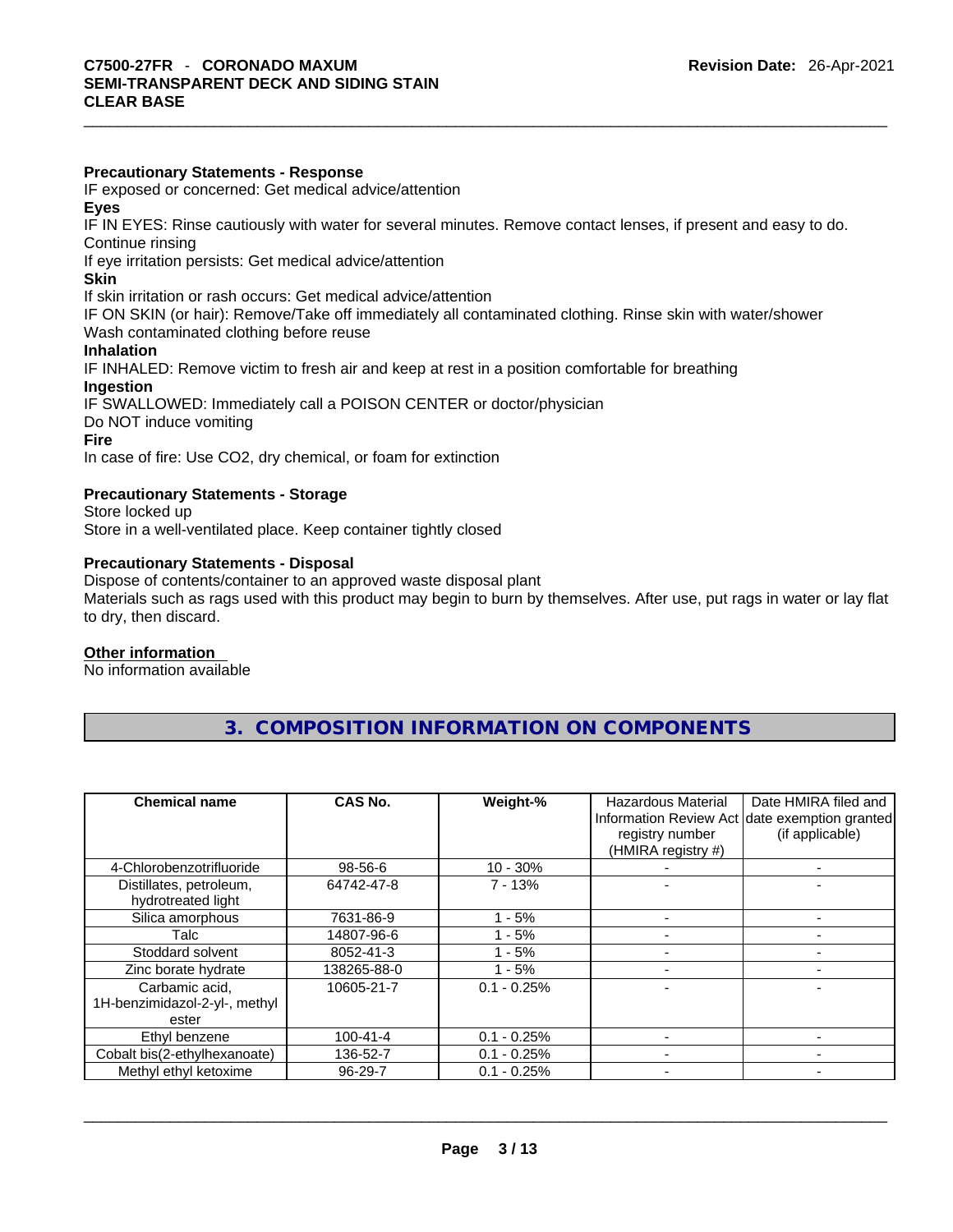**Precautionary Statements - Response**

IF exposed or concerned: Get medical advice/attention

**Eyes**

IF IN EYES: Rinse cautiously with water for several minutes. Remove contact lenses, if present and easy to do. Continue rinsing

If eye irritation persists: Get medical advice/attention

**Skin**

If skin irritation or rash occurs: Get medical advice/attention

IF ON SKIN (or hair): Remove/Take off immediately all contaminated clothing. Rinse skin with water/shower

Wash contaminated clothing before reuse

**Inhalation**

IF INHALED: Remove victim to fresh air and keep at rest in a position comfortable for breathing

**Ingestion**

IF SWALLOWED: Immediately call a POISON CENTER or doctor/physician

Do NOT induce vomiting

**Fire**

In case of fire: Use CO2, dry chemical, or foam for extinction

**Precautionary Statements - Storage**

Store locked up

Store in a well-ventilated place. Keep container tightly closed

**Precautionary Statements - Disposal**

Dispose of contents/container to an approved waste disposal plant

Materials such as rags used with this product may begin to burn by themselves. After use, put rags in water or lay flat to dry, then discard.

**Other information**

No information available

## 3. COMPOSITION INFORMATION ON COMPONENTS

| Chemical name | CAS No. | Weight-% | Hazardous Material Information Review Act registry number (HMIRA registry #) | Date HMIRA filed and date exemption granted (if applicable) |
|---|---|---|---|---|
| 4-Chlorobenzotrifluoride | 98-56-6 | 10 - 30% | - | - |
| Distillates, petroleum, hydrotreated light | 64742-47-8 | 7 - 13% | - | - |
| Silica amorphous | 7631-86-9 | 1 - 5% | - | - |
| Talc | 14807-96-6 | 1 - 5% | - | - |
| Stoddard solvent | 8052-41-3 | 1 - 5% | - | - |
| Zinc borate hydrate | 138265-88-0 | 1 - 5% | - | - |
| Carbamic acid, 1H-benzimidazol-2-yl-, methyl ester | 10605-21-7 | 0.1 - 0.25% | - | - |
| Ethyl benzene | 100-41-4 | 0.1 - 0.25% | - | - |
| Cobalt bis(2-ethylhexanoate) | 136-52-7 | 0.1 - 0.25% | - | - |
| Methyl ethyl ketoxime | 96-29-7 | 0.1 - 0.25% | - | - |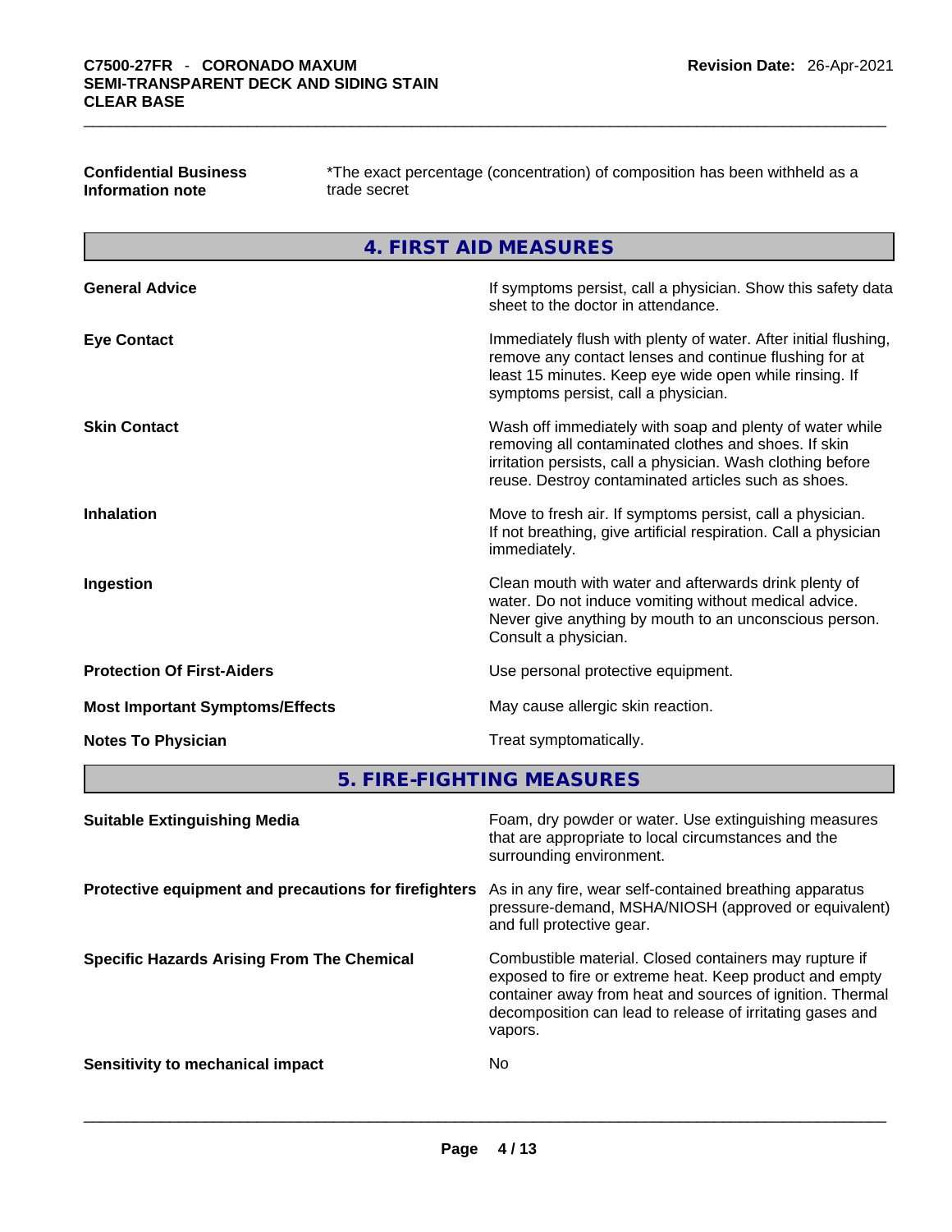**Confidential Business Information note** *The exact percentage (concentration) of composition has been withheld as a trade secret

## 4. FIRST AID MEASURES

| | |
|---|---|
| **General Advice** | If symptoms persist, call a physician. Show this safety data sheet to the doctor in attendance. |
| **Eye Contact** | Immediately flush with plenty of water. After initial flushing, remove any contact lenses and continue flushing for at least 15 minutes. Keep eye wide open while rinsing. If symptoms persist, call a physician. |
| **Skin Contact** | Wash off immediately with soap and plenty of water while removing all contaminated clothes and shoes. If skin irritation persists, call a physician. Wash clothing before reuse. Destroy contaminated articles such as shoes. |
| **Inhalation** | Move to fresh air. If symptoms persist, call a physician. If not breathing, give artificial respiration. Call a physician immediately. |
| **Ingestion** | Clean mouth with water and afterwards drink plenty of water. Do not induce vomiting without medical advice. Never give anything by mouth to an unconscious person. Consult a physician. |
| **Protection Of First-Aiders** | Use personal protective equipment. |
| **Most Important Symptoms/Effects** | May cause allergic skin reaction. |
| **Notes To Physician** | Treat symptomatically. |

## 5. FIRE-FIGHTING MEASURES

| | |
|---|---|
| **Suitable Extinguishing Media** | Foam, dry powder or water. Use extinguishing measures that are appropriate to local circumstances and the surrounding environment. |
| **Protective equipment and precautions for firefighters** | As in any fire, wear self-contained breathing apparatus pressure-demand, MSHA/NIOSH (approved or equivalent) and full protective gear. |
| **Specific Hazards Arising From The Chemical** | Combustible material. Closed containers may rupture if exposed to fire or extreme heat. Keep product and empty container away from heat and sources of ignition. Thermal decomposition can lead to release of irritating gases and vapors. |
| **Sensitivity to mechanical impact** | No |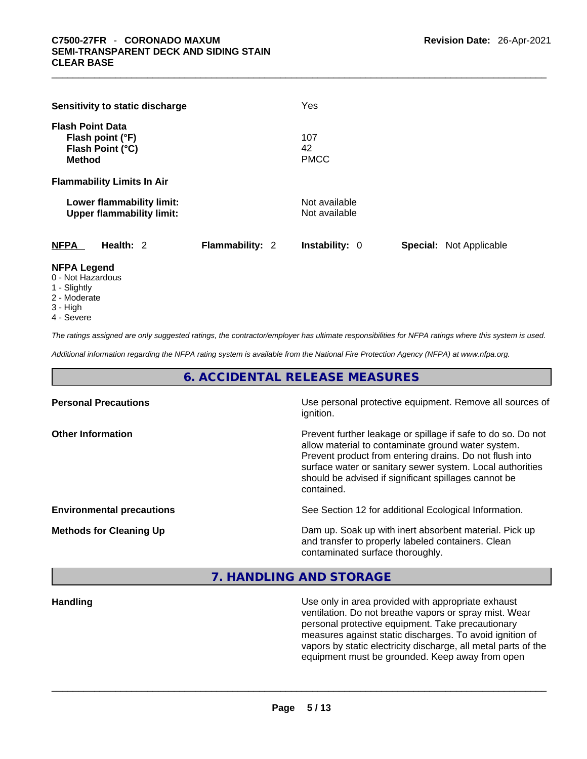**Sensitivity to static discharge** Yes

**Flash Point Data**

| | |
|---|---|
| **Flash point (°F)** | 107 |
| **Flash Point (°C)** | 42 |
| **Method** | PMCC |

**Flammability Limits In Air**

| | |
|---|---|
| **Lower flammability limit:** | Not available |
| **Upper flammability limit:** | Not available |

**NFPA** **Health:** 2 **Flammability:** 2 **Instability:** 0 **Special:** Not Applicable

**NFPA Legend**

- 0 - Not Hazardous
- 1 - Slightly
- 2 - Moderate
- 3 - High
- 4 - Severe

*The ratings assigned are only suggested ratings, the contractor/employer has ultimate responsibilities for NFPA ratings where this system is used.*

*Additional information regarding the NFPA rating system is available from the National Fire Protection Agency (NFPA) at www.nfpa.org.*

## 6. ACCIDENTAL RELEASE MEASURES

| | |
|---|---|
| **Personal Precautions** | Use personal protective equipment. Remove all sources of ignition. |
| **Other Information** | Prevent further leakage or spillage if safe to do so. Do not allow material to contaminate ground water system. Prevent product from entering drains. Do not flush into surface water or sanitary sewer system. Local authorities should be advised if significant spillages cannot be contained. |
| **Environmental precautions** | See Section 12 for additional Ecological Information. |
| **Methods for Cleaning Up** | Dam up. Soak up with inert absorbent material. Pick up and transfer to properly labeled containers. Clean contaminated surface thoroughly. |

## 7. HANDLING AND STORAGE

| | |
|---|---|
| **Handling** | Use only in area provided with appropriate exhaust ventilation. Do not breathe vapors or spray mist. Wear personal protective equipment. Take precautionary measures against static discharges. To avoid ignition of vapors by static electricity discharge, all metal parts of the equipment must be grounded. Keep away from open |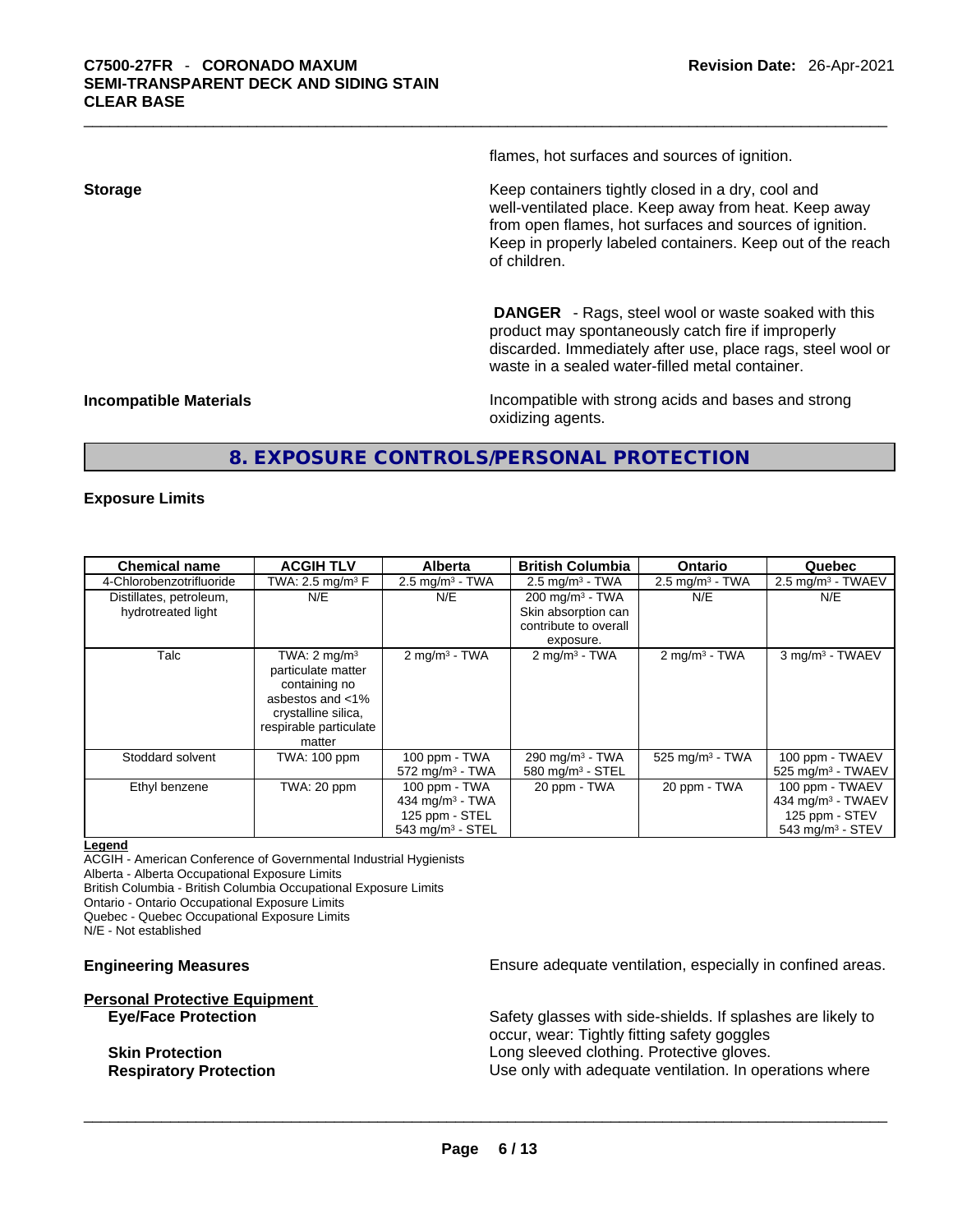flames, hot surfaces and sources of ignition.

**Storage**

Keep containers tightly closed in a dry, cool and well-ventilated place. Keep away from heat. Keep away from open flames, hot surfaces and sources of ignition. Keep in properly labeled containers. Keep out of the reach of children.

**DANGER** - Rags, steel wool or waste soaked with this product may spontaneously catch fire if improperly discarded. Immediately after use, place rags, steel wool or waste in a sealed water-filled metal container.

**Incompatible Materials**

Incompatible with strong acids and bases and strong oxidizing agents.

## 8. EXPOSURE CONTROLS/PERSONAL PROTECTION

### Exposure Limits

| Chemical name | ACGIH TLV | Alberta | British Columbia | Ontario | Quebec |
|---|---|---|---|---|---|
| 4-Chlorobenzotrifluoride | TWA: 2.5 mg/m³ F | 2.5 mg/m³ - TWA | 2.5 mg/m³ - TWA | 2.5 mg/m³ - TWA | 2.5 mg/m³ - TWAEV |
| Distillates, petroleum, hydrotreated light | N/E | N/E | 200 mg/m³ - TWA Skin absorption can contribute to overall exposure. | N/E | N/E |
| Talc | TWA: 2 mg/m³ particulate matter containing no asbestos and <1% crystalline silica, respirable particulate matter | 2 mg/m³ - TWA | 2 mg/m³ - TWA | 2 mg/m³ - TWA | 3 mg/m³ - TWAEV |
| Stoddard solvent | TWA: 100 ppm | 100 ppm - TWA 572 mg/m³ - TWA | 290 mg/m³ - TWA 580 mg/m³ - STEL | 525 mg/m³ - TWA | 100 ppm - TWAEV 525 mg/m³ - TWAEV |
| Ethyl benzene | TWA: 20 ppm | 100 ppm - TWA 434 mg/m³ - TWA 125 ppm - STEL 543 mg/m³ - STEL | 20 ppm - TWA | 20 ppm - TWA | 100 ppm - TWAEV 434 mg/m³ - TWAEV 125 ppm - STEV 543 mg/m³ - STEV |

**Legend**

ACGIH - American Conference of Governmental Industrial Hygienists
Alberta - Alberta Occupational Exposure Limits
British Columbia - British Columbia Occupational Exposure Limits
Ontario - Ontario Occupational Exposure Limits
Quebec - Quebec Occupational Exposure Limits
N/E - Not established

**Engineering Measures**

Ensure adequate ventilation, especially in confined areas.

**Personal Protective Equipment**

**Eye/Face Protection**

Safety glasses with side-shields. If splashes are likely to occur, wear: Tightly fitting safety goggles

**Skin Protection**

Long sleeved clothing. Protective gloves.

**Respiratory Protection**

Use only with adequate ventilation. In operations where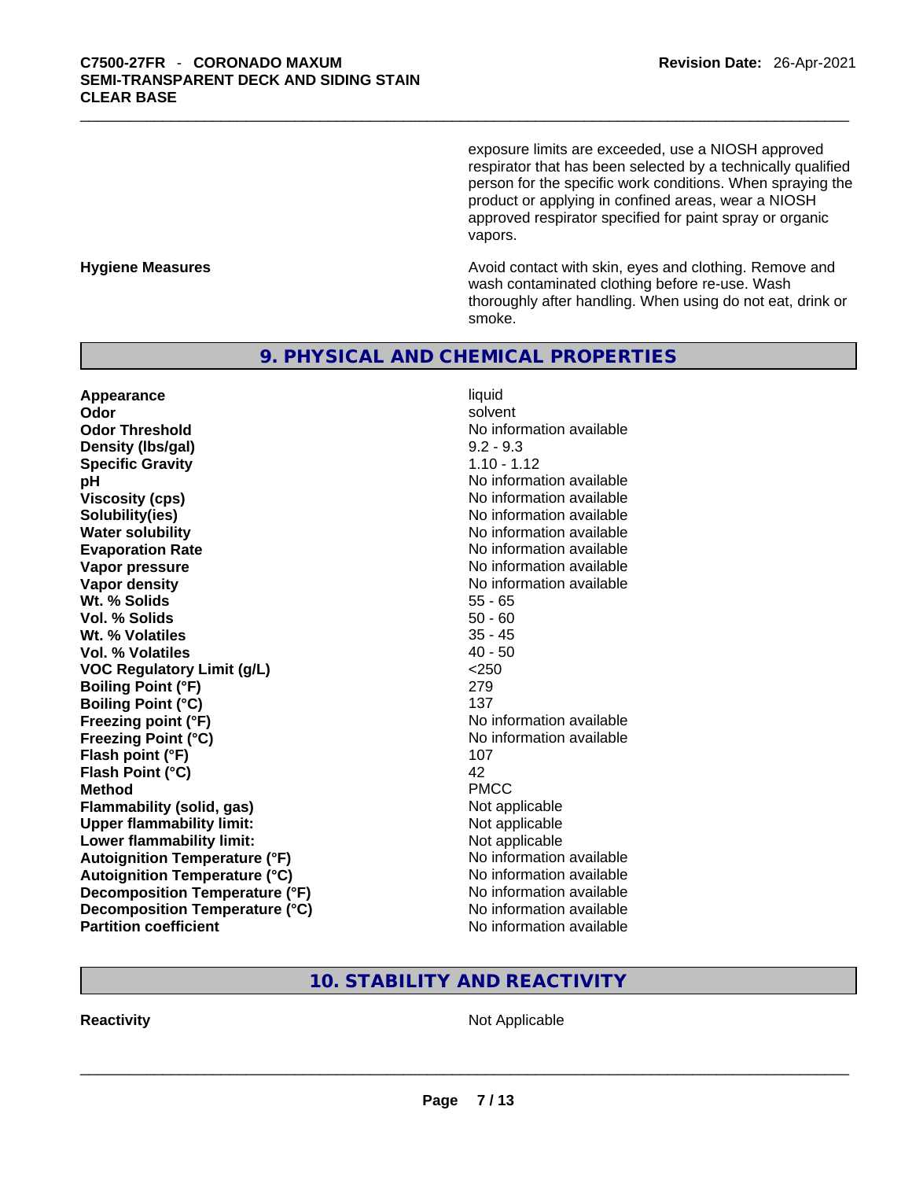exposure limits are exceeded, use a NIOSH approved respirator that has been selected by a technically qualified person for the specific work conditions. When spraying the product or applying in confined areas, wear a NIOSH approved respirator specified for paint spray or organic vapors.

**Hygiene Measures**

Avoid contact with skin, eyes and clothing. Remove and wash contaminated clothing before re-use. Wash thoroughly after handling. When using do not eat, drink or smoke.

## 9. PHYSICAL AND CHEMICAL PROPERTIES

| | |
|---|---|
| **Appearance** | liquid |
| **Odor** | solvent |
| **Odor Threshold** | No information available |
| **Density (lbs/gal)** | 9.2 - 9.3 |
| **Specific Gravity** | 1.10 - 1.12 |
| **pH** | No information available |
| **Viscosity (cps)** | No information available |
| **Solubility(ies)** | No information available |
| **Water solubility** | No information available |
| **Evaporation Rate** | No information available |
| **Vapor pressure** | No information available |
| **Vapor density** | No information available |
| **Wt. % Solids** | 55 - 65 |
| **Vol. % Solids** | 50 - 60 |
| **Wt. % Volatiles** | 35 - 45 |
| **Vol. % Volatiles** | 40 - 50 |
| **VOC Regulatory Limit (g/L)** | <250 |
| **Boiling Point (°F)** | 279 |
| **Boiling Point (°C)** | 137 |
| **Freezing point (°F)** | No information available |
| **Freezing Point (°C)** | No information available |
| **Flash point (°F)** | 107 |
| **Flash Point (°C)** | 42 |
| **Method** | PMCC |
| **Flammability (solid, gas)** | Not applicable |
| **Upper flammability limit:** | Not applicable |
| **Lower flammability limit:** | Not applicable |
| **Autoignition Temperature (°F)** | No information available |
| **Autoignition Temperature (°C)** | No information available |
| **Decomposition Temperature (°F)** | No information available |
| **Decomposition Temperature (°C)** | No information available |
| **Partition coefficient** | No information available |

## 10. STABILITY AND REACTIVITY

| | |
|---|---|
| **Reactivity** | Not Applicable |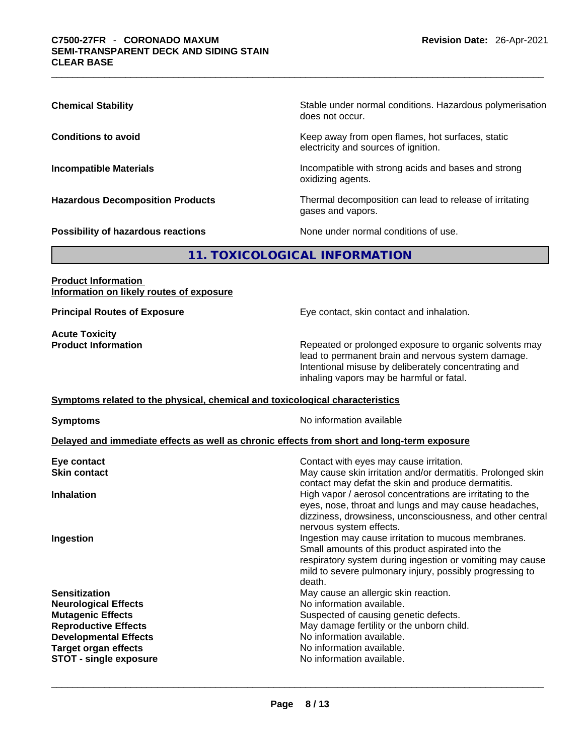| | |
|---|---|
| **Chemical Stability** | Stable under normal conditions. Hazardous polymerisation does not occur. |
| **Conditions to avoid** | Keep away from open flames, hot surfaces, static electricity and sources of ignition. |
| **Incompatible Materials** | Incompatible with strong acids and bases and strong oxidizing agents. |
| **Hazardous Decomposition Products** | Thermal decomposition can lead to release of irritating gases and vapors. |
| **Possibility of hazardous reactions** | None under normal conditions of use. |

## 11. TOXICOLOGICAL INFORMATION

**Product Information**
**Information on likely routes of exposure**

| | |
|---|---|
| **Principal Routes of Exposure** | Eye contact, skin contact and inhalation. |

**Acute Toxicity**

| | |
|---|---|
| **Product Information** | Repeated or prolonged exposure to organic solvents may lead to permanent brain and nervous system damage. Intentional misuse by deliberately concentrating and inhaling vapors may be harmful or fatal. |

**Symptoms related to the physical, chemical and toxicological characteristics**

| | |
|---|---|
| **Symptoms** | No information available |

**Delayed and immediate effects as well as chronic effects from short and long-term exposure**

| | |
|---|---|
| **Eye contact** | Contact with eyes may cause irritation. |
| **Skin contact** | May cause skin irritation and/or dermatitis. Prolonged skin contact may defat the skin and produce dermatitis. |
| **Inhalation** | High vapor / aerosol concentrations are irritating to the eyes, nose, throat and lungs and may cause headaches, dizziness, drowsiness, unconsciousness, and other central nervous system effects. |
| **Ingestion** | Ingestion may cause irritation to mucous membranes. Small amounts of this product aspirated into the respiratory system during ingestion or vomiting may cause mild to severe pulmonary injury, possibly progressing to death. |
| **Sensitization** | May cause an allergic skin reaction. |
| **Neurological Effects** | No information available. |
| **Mutagenic Effects** | Suspected of causing genetic defects. |
| **Reproductive Effects** | May damage fertility or the unborn child. |
| **Developmental Effects** | No information available. |
| **Target organ effects** | No information available. |
| **STOT - single exposure** | No information available. |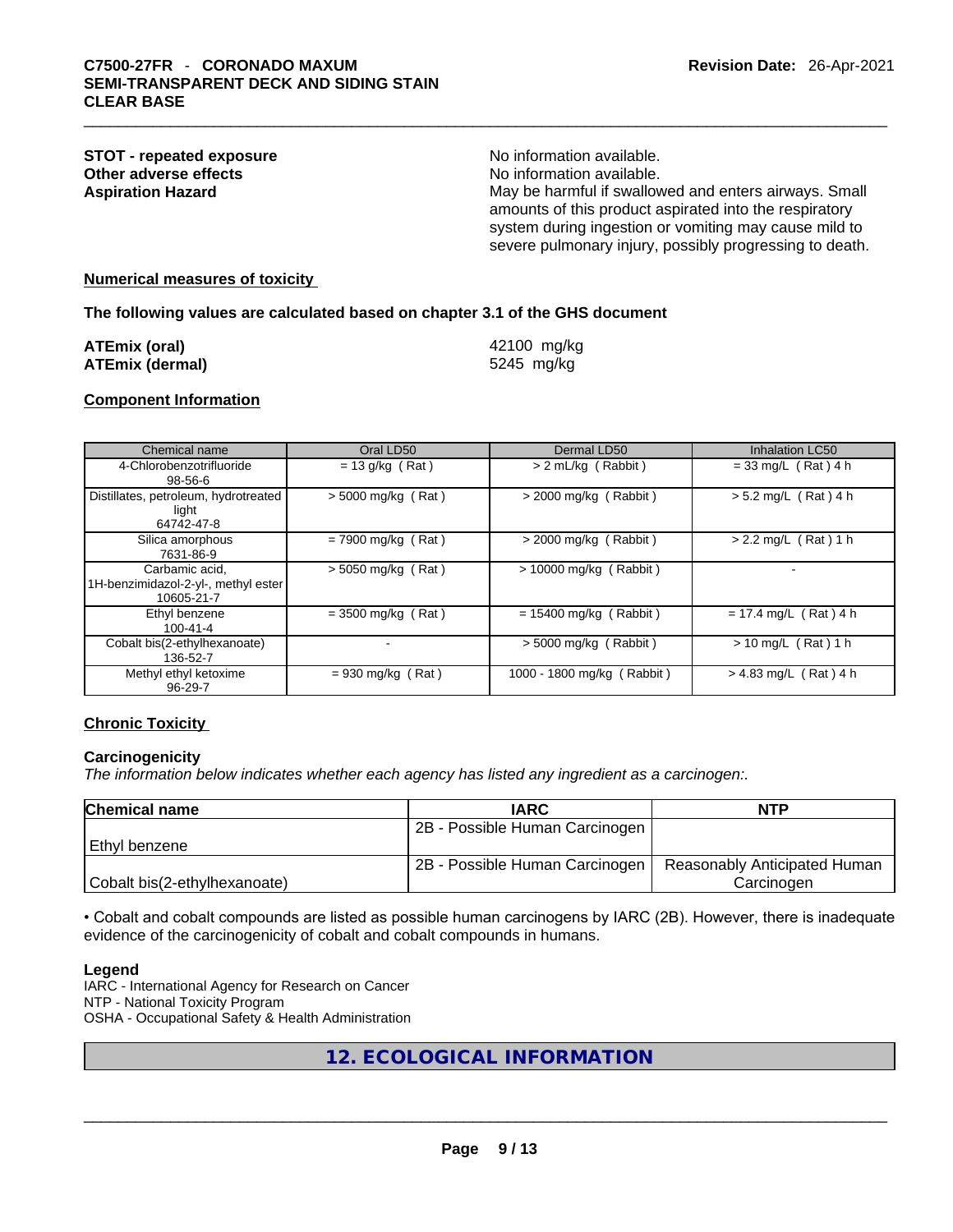**STOT - repeated exposure** No information available.
**Other adverse effects** No information available.
**Aspiration Hazard** May be harmful if swallowed and enters airways. Small amounts of this product aspirated into the respiratory system during ingestion or vomiting may cause mild to severe pulmonary injury, possibly progressing to death.

**Numerical measures of toxicity**

**The following values are calculated based on chapter 3.1 of the GHS document**

**ATEmix (oral)** 42100 mg/kg
**ATEmix (dermal)** 5245 mg/kg

**Component Information**

| Chemical name | Oral LD50 | Dermal LD50 | Inhalation LC50 |
|---|---|---|---|
| 4-Chlorobenzotrifluoride<br>98-56-6 | = 13 g/kg ( Rat ) | > 2 mL/kg ( Rabbit ) | = 33 mg/L ( Rat ) 4 h |
| Distillates, petroleum, hydrotreated light<br>64742-47-8 | > 5000 mg/kg ( Rat ) | > 2000 mg/kg ( Rabbit ) | > 5.2 mg/L ( Rat ) 4 h |
| Silica amorphous<br>7631-86-9 | = 7900 mg/kg ( Rat ) | > 2000 mg/kg ( Rabbit ) | > 2.2 mg/L ( Rat ) 1 h |
| Carbamic acid, 1H-benzimidazol-2-yl-, methyl ester<br>10605-21-7 | > 5050 mg/kg ( Rat ) | > 10000 mg/kg ( Rabbit ) | - |
| Ethyl benzene<br>100-41-4 | = 3500 mg/kg ( Rat ) | = 15400 mg/kg ( Rabbit ) | = 17.4 mg/L ( Rat ) 4 h |
| Cobalt bis(2-ethylhexanoate)<br>136-52-7 | - | > 5000 mg/kg ( Rabbit ) | > 10 mg/L ( Rat ) 1 h |
| Methyl ethyl ketoxime<br>96-29-7 | = 930 mg/kg ( Rat ) | 1000 - 1800 mg/kg ( Rabbit ) | > 4.83 mg/L ( Rat ) 4 h |

**Chronic Toxicity**

**Carcinogenicity**
*The information below indicates whether each agency has listed any ingredient as a carcinogen:.*

| Chemical name | IARC | NTP |
|---|---|---|
| Ethyl benzene | 2B - Possible Human Carcinogen | |
| Cobalt bis(2-ethylhexanoate) | 2B - Possible Human Carcinogen | Reasonably Anticipated Human Carcinogen |

• Cobalt and cobalt compounds are listed as possible human carcinogens by IARC (2B). However, there is inadequate evidence of the carcinogenicity of cobalt and cobalt compounds in humans.

**Legend**
IARC - International Agency for Research on Cancer
NTP - National Toxicity Program
OSHA - Occupational Safety & Health Administration

## 12. ECOLOGICAL INFORMATION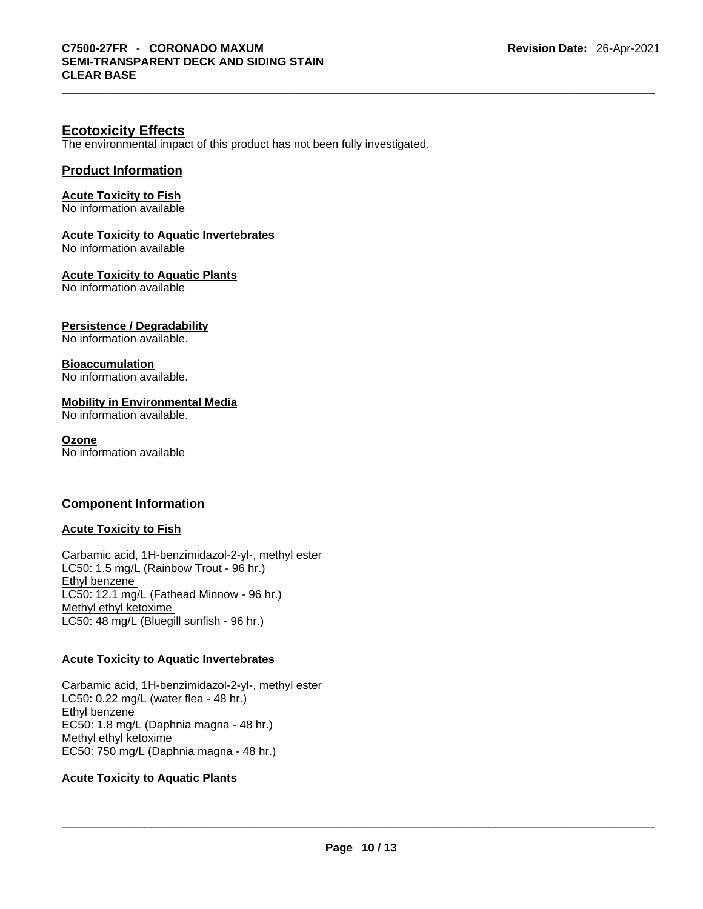## Ecotoxicity Effects

The environmental impact of this product has not been fully investigated.

### Product Information

**Acute Toxicity to Fish**
No information available

**Acute Toxicity to Aquatic Invertebrates**
No information available

**Acute Toxicity to Aquatic Plants**
No information available

**Persistence / Degradability**
No information available.

**Bioaccumulation**
No information available.

**Mobility in Environmental Media**
No information available.

**Ozone**
No information available

### Component Information

**Acute Toxicity to Fish**

Carbamic acid, 1H-benzimidazol-2-yl-, methyl ester
LC50: 1.5 mg/L (Rainbow Trout - 96 hr.)
Ethyl benzene
LC50: 12.1 mg/L (Fathead Minnow - 96 hr.)
Methyl ethyl ketoxime
LC50: 48 mg/L (Bluegill sunfish - 96 hr.)

**Acute Toxicity to Aquatic Invertebrates**

Carbamic acid, 1H-benzimidazol-2-yl-, methyl ester
LC50: 0.22 mg/L (water flea - 48 hr.)
Ethyl benzene
EC50: 1.8 mg/L (Daphnia magna - 48 hr.)
Methyl ethyl ketoxime
EC50: 750 mg/L (Daphnia magna - 48 hr.)

**Acute Toxicity to Aquatic Plants**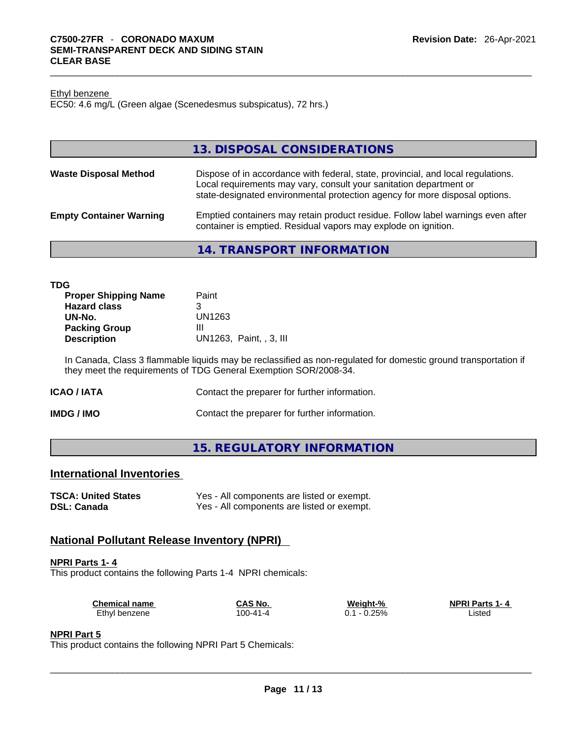Ethyl benzene
EC50: 4.6 mg/L (Green algae (Scenedesmus subspicatus), 72 hrs.)

## 13. DISPOSAL CONSIDERATIONS

**Waste Disposal Method**

Dispose of in accordance with federal, state, provincial, and local regulations. Local requirements may vary, consult your sanitation department or state-designated environmental protection agency for more disposal options.

**Empty Container Warning**

Emptied containers may retain product residue. Follow label warnings even after container is emptied. Residual vapors may explode on ignition.

## 14. TRANSPORT INFORMATION

**TDG**

| | |
|---|---|
| **Proper Shipping Name** | Paint |
| **Hazard class** | 3 |
| **UN-No.** | UN1263 |
| **Packing Group** | III |
| **Description** | UN1263, Paint, , 3, III |

In Canada, Class 3 flammable liquids may be reclassified as non-regulated for domestic ground transportation if they meet the requirements of TDG General Exemption SOR/2008-34.

**ICAO / IATA** Contact the preparer for further information.

**IMDG / IMO** Contact the preparer for further information.

## 15. REGULATORY INFORMATION

### International Inventories

| | |
|---|---|
| **TSCA: United States** | Yes - All components are listed or exempt. |
| **DSL: Canada** | Yes - All components are listed or exempt. |

### National Pollutant Release Inventory (NPRI)

**NPRI Parts 1- 4**
This product contains the following Parts 1-4 NPRI chemicals:

| Chemical name | CAS No. | Weight-% | NPRI Parts 1- 4 |
|---|---|---|---|
| Ethyl benzene | 100-41-4 | 0.1 - 0.25% | Listed |

**NPRI Part 5**
This product contains the following NPRI Part 5 Chemicals: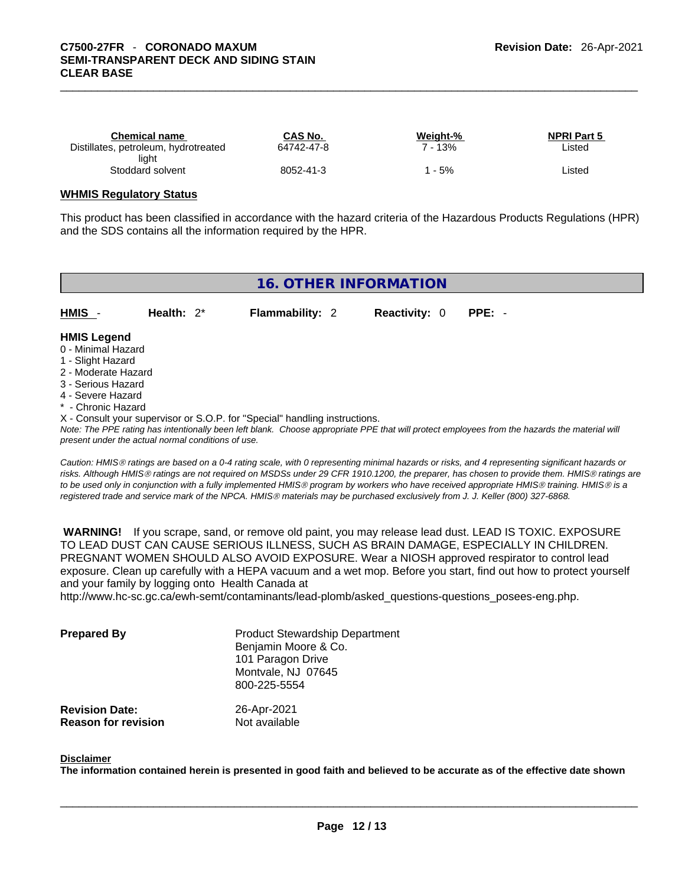| Chemical name | CAS No. | Weight-% | NPRI Part 5 |
| --- | --- | --- | --- |
| Distillates, petroleum, hydrotreated light | 64742-47-8 | 7 - 13% | Listed |
| Stoddard solvent | 8052-41-3 | 1 - 5% | Listed |

**WHMIS Regulatory Status**

This product has been classified in accordance with the hazard criteria of the Hazardous Products Regulations (HPR) and the SDS contains all the information required by the HPR.

## 16. OTHER INFORMATION

| HMIS - | Health: 2* | Flammability: 2 | Reactivity: 0 | PPE: - |
| --- | --- | --- | --- | --- |

**HMIS Legend**

0 - Minimal Hazard
1 - Slight Hazard
2 - Moderate Hazard
3 - Serious Hazard
4 - Severe Hazard
* - Chronic Hazard
X - Consult your supervisor or S.O.P. for "Special" handling instructions.

*Note: The PPE rating has intentionally been left blank. Choose appropriate PPE that will protect employees from the hazards the material will present under the actual normal conditions of use.*

*Caution: HMIS® ratings are based on a 0-4 rating scale, with 0 representing minimal hazards or risks, and 4 representing significant hazards or risks. Although HMIS® ratings are not required on MSDSs under 29 CFR 1910.1200, the preparer, has chosen to provide them. HMIS® ratings are to be used only in conjunction with a fully implemented HMIS® program by workers who have received appropriate HMIS® training. HMIS® is a registered trade and service mark of the NPCA. HMIS® materials may be purchased exclusively from J. J. Keller (800) 327-6868.*

**WARNING!** If you scrape, sand, or remove old paint, you may release lead dust. LEAD IS TOXIC. EXPOSURE TO LEAD DUST CAN CAUSE SERIOUS ILLNESS, SUCH AS BRAIN DAMAGE, ESPECIALLY IN CHILDREN. PREGNANT WOMEN SHOULD ALSO AVOID EXPOSURE. Wear a NIOSH approved respirator to control lead exposure. Clean up carefully with a HEPA vacuum and a wet mop. Before you start, find out how to protect yourself and your family by logging onto Health Canada at http://www.hc-sc.gc.ca/ewh-semt/contaminants/lead-plomb/asked_questions-questions_posees-eng.php.

**Prepared By**
Product Stewardship Department
Benjamin Moore & Co.
101 Paragon Drive
Montvale, NJ 07645
800-225-5554

**Revision Date:** 26-Apr-2021
**Reason for revision** Not available

**Disclaimer**

**The information contained herein is presented in good faith and believed to be accurate as of the effective date shown**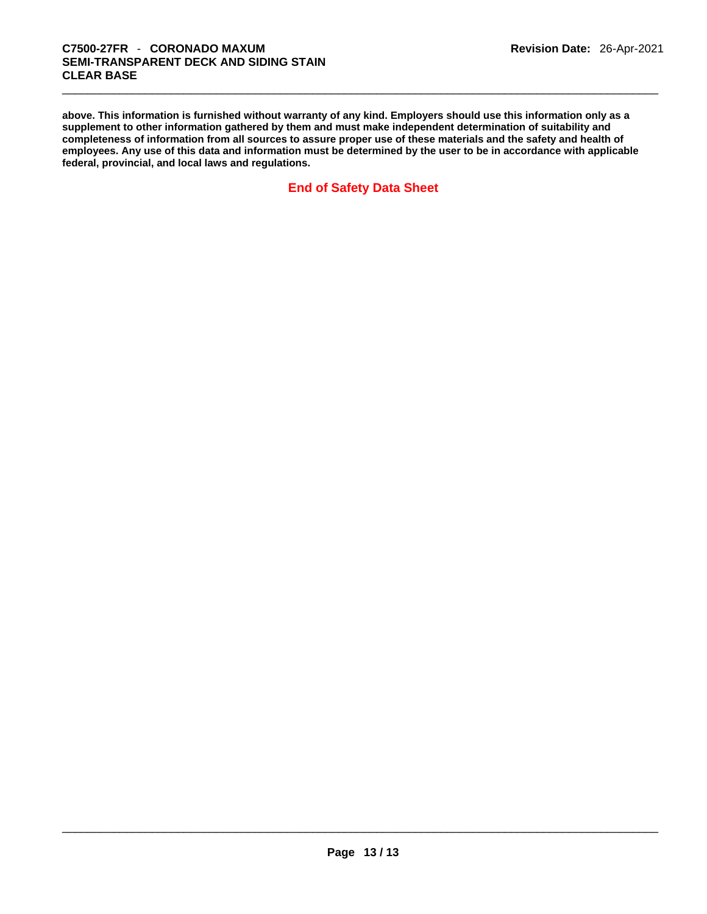**above. This information is furnished without warranty of any kind. Employers should use this information only as a supplement to other information gathered by them and must make independent determination of suitability and completeness of information from all sources to assure proper use of these materials and the safety and health of employees. Any use of this data and information must be determined by the user to be in accordance with applicable federal, provincial, and local laws and regulations.**

**End of Safety Data Sheet**